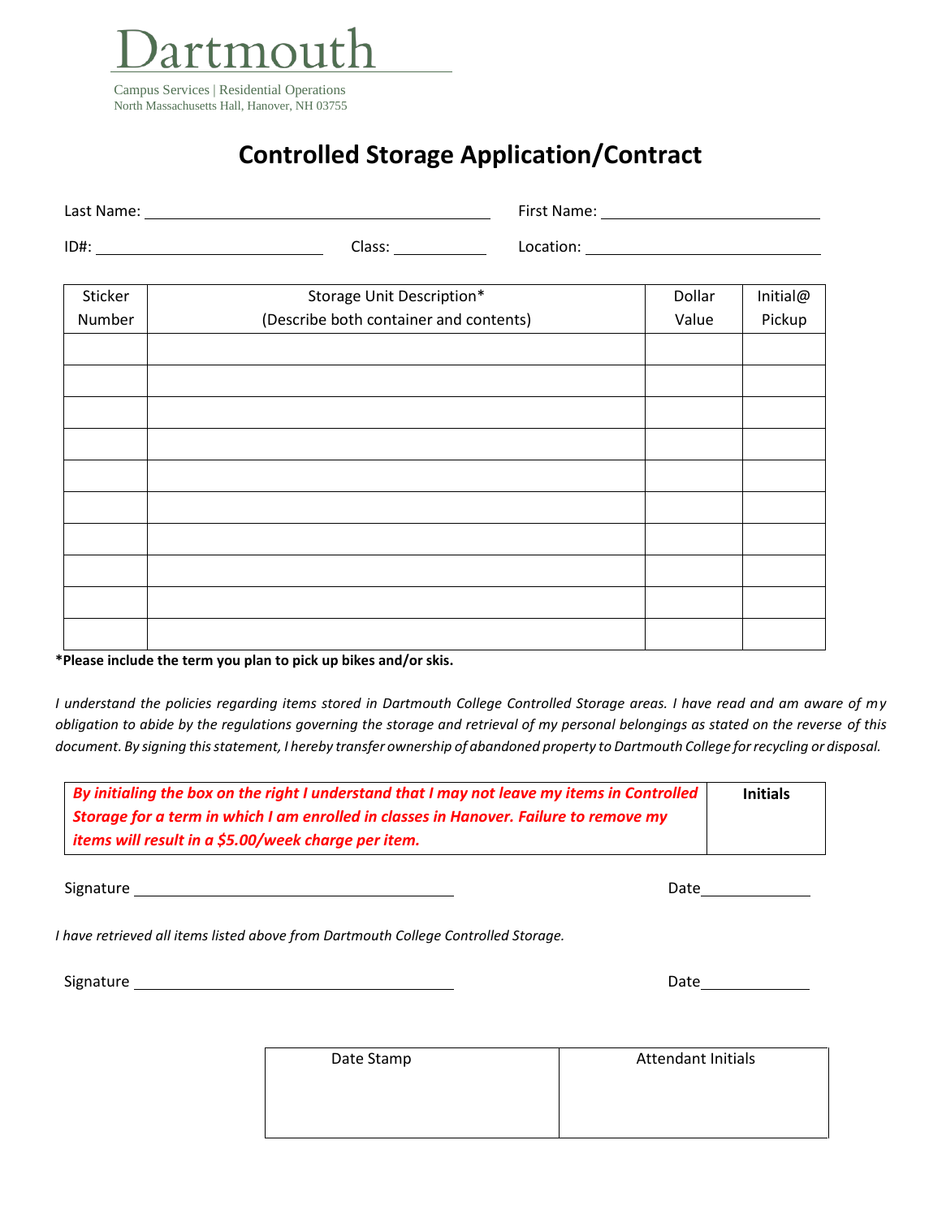Dartmouth

Campus Services | Residential Operations
North Massachusetts Hall, Hanover, NH 03755

# Controlled Storage Application/Contract

Last Name: ____________________ First Name: ____________________

ID#: ____________________ Class: __________ Location: ____________________

| Sticker Number | Storage Unit Description* (Describe both container and contents) | Dollar Value | Initial@ Pickup |
|---|---|---|---|
| | | | |
| | | | |
| | | | |
| | | | |
| | | | |
| | | | |
| | | | |
| | | | |
| | | | |
| | | | |

**\*Please include the term you plan to pick up bikes and/or skis.**

*I understand the policies regarding items stored in Dartmouth College Controlled Storage areas. I have read and am aware of my obligation to abide by the regulations governing the storage and retrieval of my personal belongings as stated on the reverse of this document. By signing this statement, I hereby transfer ownership of abandoned property to Dartmouth College for recycling or disposal.*

| ***By initialing the box on the right I understand that I may not leave my items in Controlled Storage for a term in which I am enrolled in classes in Hanover. Failure to remove my items will result in a $5.00/week charge per item.*** | **Initials** |
|---|---|

Signature ____________________ Date__________

*I have retrieved all items listed above from Dartmouth College Controlled Storage.*

Signature ____________________ Date__________

| Date Stamp | Attendant Initials |
|---|---|
| | |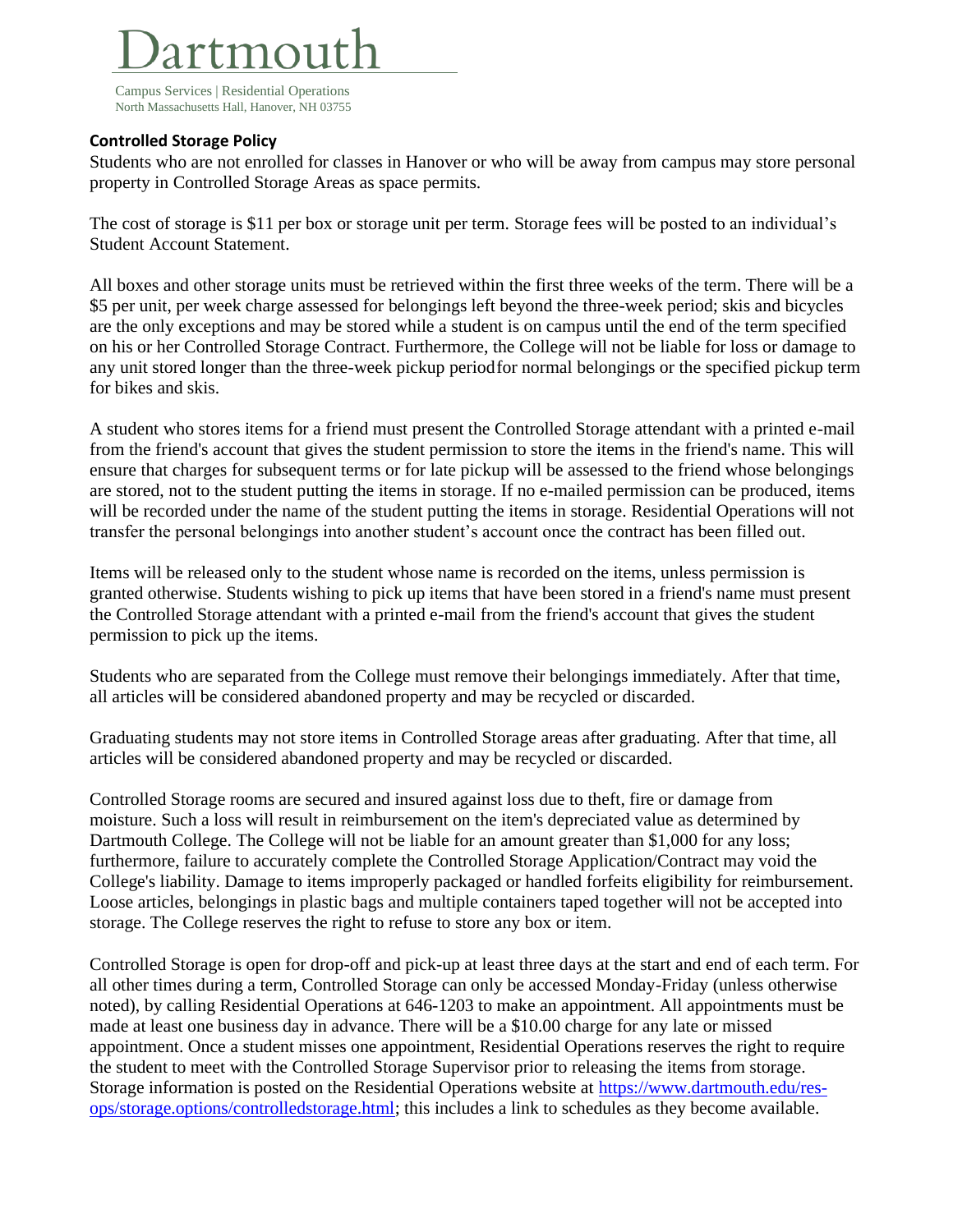# Dartmouth

Campus Services | Residential Operations
North Massachusetts Hall, Hanover, NH 03755

**Controlled Storage Policy**

Students who are not enrolled for classes in Hanover or who will be away from campus may store personal property in Controlled Storage Areas as space permits.

The cost of storage is $11 per box or storage unit per term. Storage fees will be posted to an individual's Student Account Statement.

All boxes and other storage units must be retrieved within the first three weeks of the term. There will be a $5 per unit, per week charge assessed for belongings left beyond the three-week period; skis and bicycles are the only exceptions and may be stored while a student is on campus until the end of the term specified on his or her Controlled Storage Contract. Furthermore, the College will not be liable for loss or damage to any unit stored longer than the three-week pickup periodfor normal belongings or the specified pickup term for bikes and skis.

A student who stores items for a friend must present the Controlled Storage attendant with a printed e-mail from the friend's account that gives the student permission to store the items in the friend's name. This will ensure that charges for subsequent terms or for late pickup will be assessed to the friend whose belongings are stored, not to the student putting the items in storage. If no e-mailed permission can be produced, items will be recorded under the name of the student putting the items in storage. Residential Operations will not transfer the personal belongings into another student's account once the contract has been filled out.

Items will be released only to the student whose name is recorded on the items, unless permission is granted otherwise. Students wishing to pick up items that have been stored in a friend's name must present the Controlled Storage attendant with a printed e-mail from the friend's account that gives the student permission to pick up the items.

Students who are separated from the College must remove their belongings immediately. After that time, all articles will be considered abandoned property and may be recycled or discarded.

Graduating students may not store items in Controlled Storage areas after graduating. After that time, all articles will be considered abandoned property and may be recycled or discarded.

Controlled Storage rooms are secured and insured against loss due to theft, fire or damage from moisture. Such a loss will result in reimbursement on the item's depreciated value as determined by Dartmouth College. The College will not be liable for an amount greater than $1,000 for any loss; furthermore, failure to accurately complete the Controlled Storage Application/Contract may void the College's liability. Damage to items improperly packaged or handled forfeits eligibility for reimbursement. Loose articles, belongings in plastic bags and multiple containers taped together will not be accepted into storage. The College reserves the right to refuse to store any box or item.

Controlled Storage is open for drop-off and pick-up at least three days at the start and end of each term. For all other times during a term, Controlled Storage can only be accessed Monday-Friday (unless otherwise noted), by calling Residential Operations at 646-1203 to make an appointment. All appointments must be made at least one business day in advance. There will be a $10.00 charge for any late or missed appointment. Once a student misses one appointment, Residential Operations reserves the right to require the student to meet with the Controlled Storage Supervisor prior to releasing the items from storage. Storage information is posted on the Residential Operations website at [https://www.dartmouth.edu/res-ops/storage.options/controlledstorage.html](https://www.dartmouth.edu/res-ops/storage.options/controlledstorage.html); this includes a link to schedules as they become available.